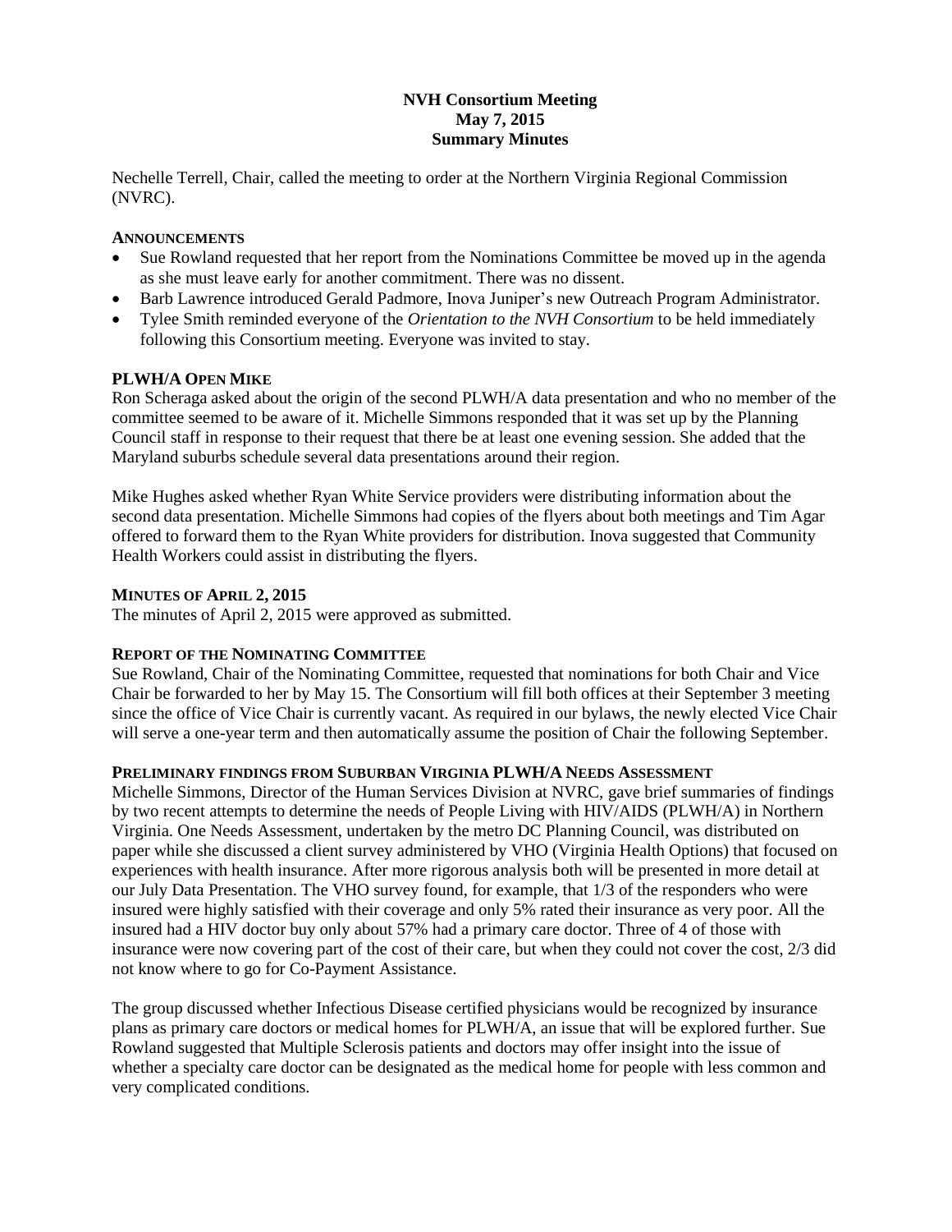**NVH Consortium Meeting**
**May 7, 2015**
**Summary Minutes**

Nechelle Terrell, Chair, called the meeting to order at the Northern Virginia Regional Commission (NVRC).

**ANNOUNCEMENTS**

- Sue Rowland requested that her report from the Nominations Committee be moved up in the agenda as she must leave early for another commitment. There was no dissent.
- Barb Lawrence introduced Gerald Padmore, Inova Juniper's new Outreach Program Administrator.
- Tylee Smith reminded everyone of the *Orientation to the NVH Consortium* to be held immediately following this Consortium meeting. Everyone was invited to stay.

**PLWH/A OPEN MIKE**

Ron Scheraga asked about the origin of the second PLWH/A data presentation and who no member of the committee seemed to be aware of it. Michelle Simmons responded that it was set up by the Planning Council staff in response to their request that there be at least one evening session. She added that the Maryland suburbs schedule several data presentations around their region.

Mike Hughes asked whether Ryan White Service providers were distributing information about the second data presentation. Michelle Simmons had copies of the flyers about both meetings and Tim Agar offered to forward them to the Ryan White providers for distribution. Inova suggested that Community Health Workers could assist in distributing the flyers.

**MINUTES OF APRIL 2, 2015**

The minutes of April 2, 2015 were approved as submitted.

**REPORT OF THE NOMINATING COMMITTEE**

Sue Rowland, Chair of the Nominating Committee, requested that nominations for both Chair and Vice Chair be forwarded to her by May 15. The Consortium will fill both offices at their September 3 meeting since the office of Vice Chair is currently vacant. As required in our bylaws, the newly elected Vice Chair will serve a one-year term and then automatically assume the position of Chair the following September.

**PRELIMINARY FINDINGS FROM SUBURBAN VIRGINIA PLWH/A NEEDS ASSESSMENT**

Michelle Simmons, Director of the Human Services Division at NVRC, gave brief summaries of findings by two recent attempts to determine the needs of People Living with HIV/AIDS (PLWH/A) in Northern Virginia. One Needs Assessment, undertaken by the metro DC Planning Council, was distributed on paper while she discussed a client survey administered by VHO (Virginia Health Options) that focused on experiences with health insurance. After more rigorous analysis both will be presented in more detail at our July Data Presentation. The VHO survey found, for example, that 1/3 of the responders who were insured were highly satisfied with their coverage and only 5% rated their insurance as very poor. All the insured had a HIV doctor buy only about 57% had a primary care doctor. Three of 4 of those with insurance were now covering part of the cost of their care, but when they could not cover the cost, 2/3 did not know where to go for Co-Payment Assistance.

The group discussed whether Infectious Disease certified physicians would be recognized by insurance plans as primary care doctors or medical homes for PLWH/A, an issue that will be explored further. Sue Rowland suggested that Multiple Sclerosis patients and doctors may offer insight into the issue of whether a specialty care doctor can be designated as the medical home for people with less common and very complicated conditions.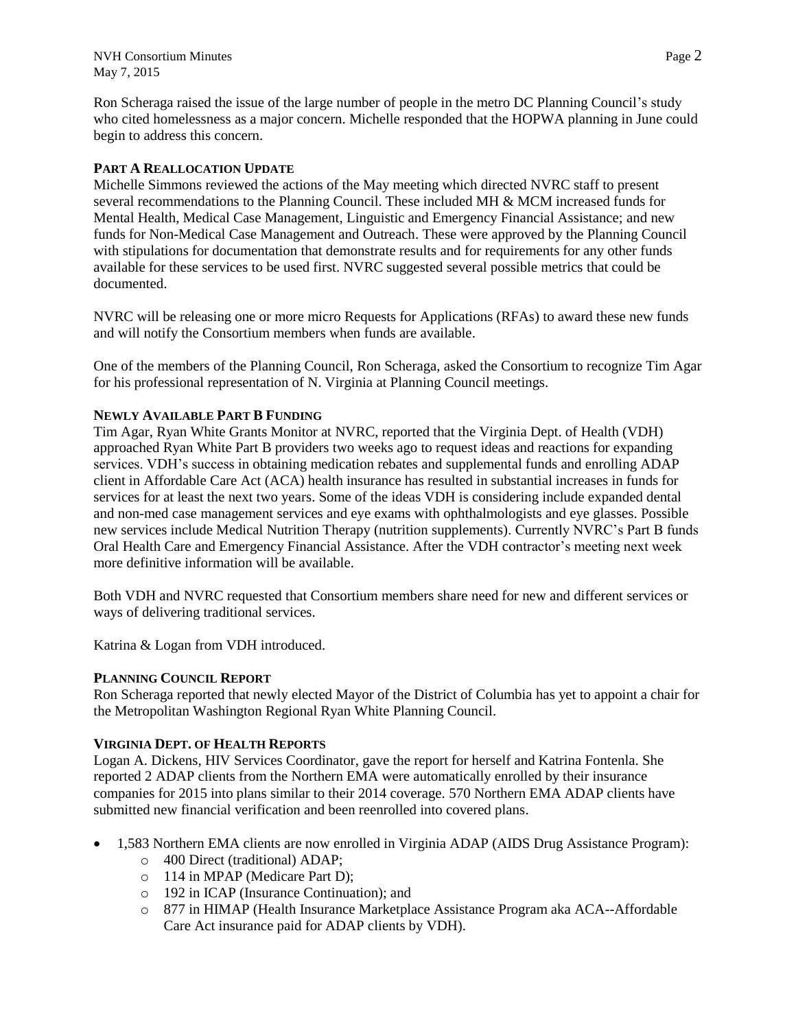Ron Scheraga raised the issue of the large number of people in the metro DC Planning Council's study who cited homelessness as a major concern. Michelle responded that the HOPWA planning in June could begin to address this concern.

**PART A REALLOCATION UPDATE**

Michelle Simmons reviewed the actions of the May meeting which directed NVRC staff to present several recommendations to the Planning Council. These included MH & MCM increased funds for Mental Health, Medical Case Management, Linguistic and Emergency Financial Assistance; and new funds for Non-Medical Case Management and Outreach. These were approved by the Planning Council with stipulations for documentation that demonstrate results and for requirements for any other funds available for these services to be used first. NVRC suggested several possible metrics that could be documented.

NVRC will be releasing one or more micro Requests for Applications (RFAs) to award these new funds and will notify the Consortium members when funds are available.

One of the members of the Planning Council, Ron Scheraga, asked the Consortium to recognize Tim Agar for his professional representation of N. Virginia at Planning Council meetings.

**NEWLY AVAILABLE PART B FUNDING**

Tim Agar, Ryan White Grants Monitor at NVRC, reported that the Virginia Dept. of Health (VDH) approached Ryan White Part B providers two weeks ago to request ideas and reactions for expanding services. VDH's success in obtaining medication rebates and supplemental funds and enrolling ADAP client in Affordable Care Act (ACA) health insurance has resulted in substantial increases in funds for services for at least the next two years. Some of the ideas VDH is considering include expanded dental and non-med case management services and eye exams with ophthalmologists and eye glasses. Possible new services include Medical Nutrition Therapy (nutrition supplements). Currently NVRC's Part B funds Oral Health Care and Emergency Financial Assistance. After the VDH contractor's meeting next week more definitive information will be available.

Both VDH and NVRC requested that Consortium members share need for new and different services or ways of delivering traditional services.

Katrina & Logan from VDH introduced.

**PLANNING COUNCIL REPORT**

Ron Scheraga reported that newly elected Mayor of the District of Columbia has yet to appoint a chair for the Metropolitan Washington Regional Ryan White Planning Council.

**VIRGINIA DEPT. OF HEALTH REPORTS**

Logan A. Dickens, HIV Services Coordinator, gave the report for herself and Katrina Fontenla. She reported 2 ADAP clients from the Northern EMA were automatically enrolled by their insurance companies for 2015 into plans similar to their 2014 coverage. 570 Northern EMA ADAP clients have submitted new financial verification and been reenrolled into covered plans.

- 1,583 Northern EMA clients are now enrolled in Virginia ADAP (AIDS Drug Assistance Program):
  - 400 Direct (traditional) ADAP;
  - 114 in MPAP (Medicare Part D);
  - 192 in ICAP (Insurance Continuation); and
  - 877 in HIMAP (Health Insurance Marketplace Assistance Program aka ACA--Affordable Care Act insurance paid for ADAP clients by VDH).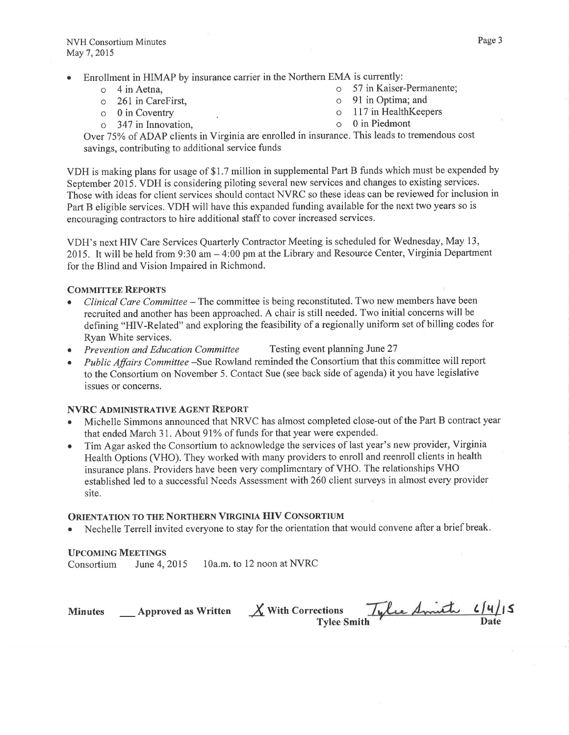- Enrollment in HIMAP by insurance carrier in the Northern EMA is currently:
  - 4 in Aetna,
  - 261 in CareFirst,
  - 0 in Coventry
  - 347 in Innovation,
  - 57 in Kaiser-Permanente;
  - 91 in Optima; and
  - 117 in HealthKeepers
  - 0 in Piedmont

  Over 75% of ADAP clients in Virginia are enrolled in insurance. This leads to tremendous cost savings, contributing to additional service funds

VDH is making plans for usage of $1.7 million in supplemental Part B funds which must be expended by September 2015. VDH is considering piloting several new services and changes to existing services. Those with ideas for client services should contact NVRC so these ideas can be reviewed for inclusion in Part B eligible services. VDH will have this expanded funding available for the next two years so is encouraging contractors to hire additional staff to cover increased services.

VDH's next HIV Care Services Quarterly Contractor Meeting is scheduled for Wednesday, May 13, 2015. It will be held from 9:30 am – 4:00 pm at the Library and Resource Center, Virginia Department for the Blind and Vision Impaired in Richmond.

**COMMITTEE REPORTS**

- *Clinical Care Committee* – The committee is being reconstituted. Two new members have been recruited and another has been approached. A chair is still needed. Two initial concerns will be defining "HIV-Related" and exploring the feasibility of a regionally uniform set of billing codes for Ryan White services.
- *Prevention and Education Committee* Testing event planning June 27
- *Public Affairs Committee* –Sue Rowland reminded the Consortium that this committee will report to the Consortium on November 5. Contact Sue (see back side of agenda) it you have legislative issues or concerns.

**NVRC ADMINISTRATIVE AGENT REPORT**

- Michelle Simmons announced that NRVC has almost completed close-out of the Part B contract year that ended March 31. About 91% of funds for that year were expended.
- Tim Agar asked the Consortium to acknowledge the services of last year's new provider, Virginia Health Options (VHO). They worked with many providers to enroll and reenroll clients in health insurance plans. Providers have been very complimentary of VHO. The relationships VHO established led to a successful Needs Assessment with 260 client surveys in almost every provider site.

**ORIENTATION TO THE NORTHERN VIRGINIA HIV CONSORTIUM**

- Nechelle Terrell invited everyone to stay for the orientation that would convene after a brief break.

**UPCOMING MEETINGS**

Consortium June 4, 2015 10a.m. to 12 noon at NVRC

**Minutes** ___ **Approved as Written** X **With Corrections** Tylee Smith 6/4/15

**Tylee Smith** **Date**